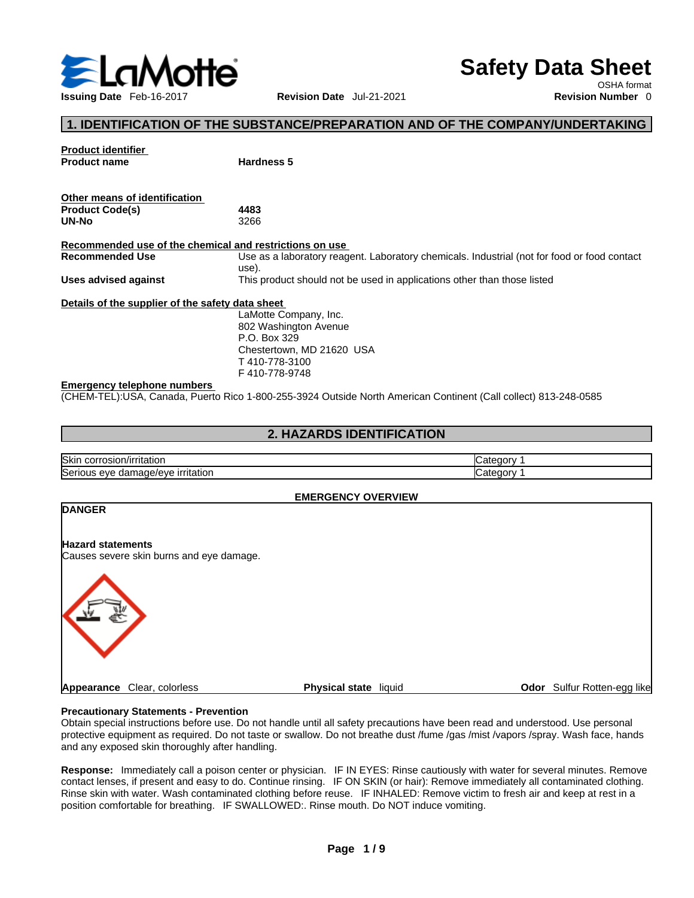# Safety Data Sheet

OSHA format

**Issuing Date** Feb-16-2017 **Revision Date** Jul-21-2021 **Revision Number** 0

## 1. IDENTIFICATION OF THE SUBSTANCE/PREPARATION AND OF THE COMPANY/UNDERTAKING

**Product identifier**

**Product name** **Hardness 5**

**Other means of identification**

**Product Code(s)** **4483**

**UN-No** 3266

**Recommended use of the chemical and restrictions on use**

**Recommended Use** Use as a laboratory reagent. Laboratory chemicals. Industrial (not for food or food contact use).

**Uses advised against** This product should not be used in applications other than those listed

**Details of the supplier of the safety data sheet**

LaMotte Company, Inc.
802 Washington Avenue
P.O. Box 329
Chestertown, MD 21620 USA
T 410-778-3100
F 410-778-9748

**Emergency telephone numbers**

(CHEM-TEL):USA, Canada, Puerto Rico 1-800-255-3924 Outside North American Continent (Call collect) 813-248-0585

## 2. HAZARDS IDENTIFICATION

| | |
|---|---|
| Skin corrosion/irritation | Category 1 |
| Serious eye damage/eye irritation | Category 1 |

**EMERGENCY OVERVIEW**

**DANGER**

**Hazard statements**

Causes severe skin burns and eye damage.

**Appearance** Clear, colorless **Physical state** liquid **Odor** Sulfur Rotten-egg like

**Precautionary Statements - Prevention**

Obtain special instructions before use. Do not handle until all safety precautions have been read and understood. Use personal protective equipment as required. Do not taste or swallow. Do not breathe dust /fume /gas /mist /vapors /spray. Wash face, hands and any exposed skin thoroughly after handling.

**Response:** Immediately call a poison center or physician. IF IN EYES: Rinse cautiously with water for several minutes. Remove contact lenses, if present and easy to do. Continue rinsing. IF ON SKIN (or hair): Remove immediately all contaminated clothing. Rinse skin with water. Wash contaminated clothing before reuse. IF INHALED: Remove victim to fresh air and keep at rest in a position comfortable for breathing. IF SWALLOWED:. Rinse mouth. Do NOT induce vomiting.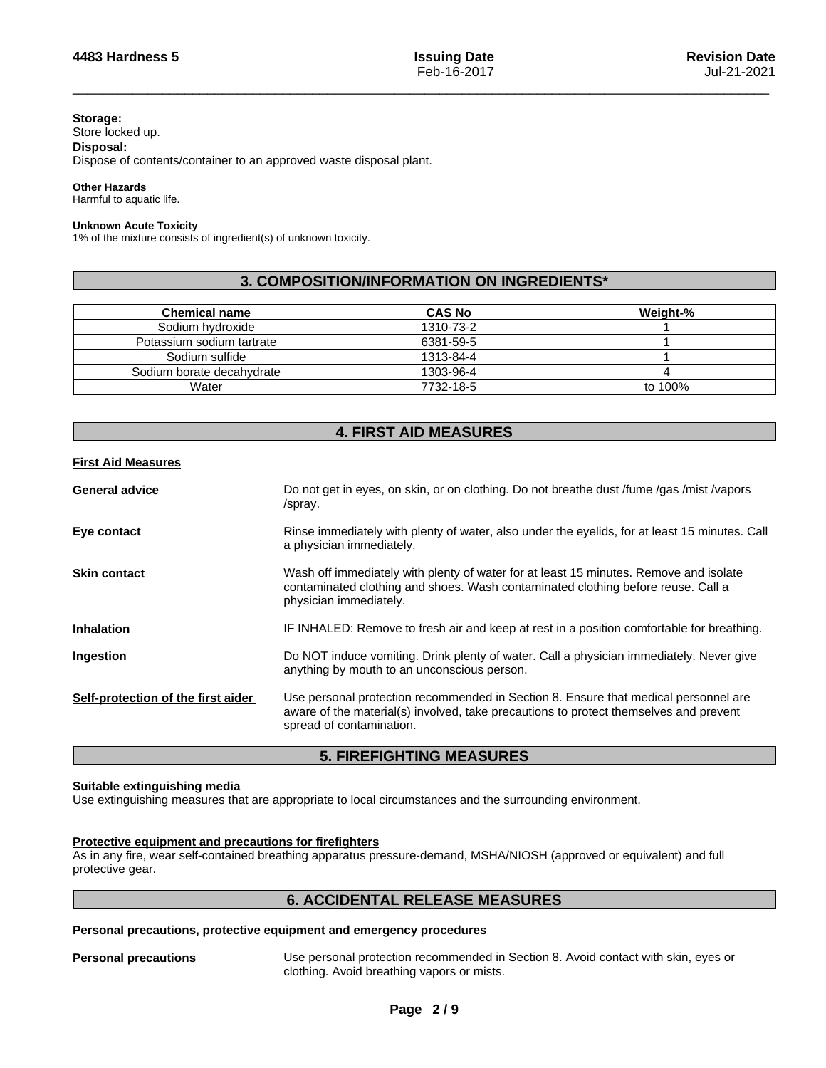**Storage:**
Store locked up.

**Disposal:**
Dispose of contents/container to an approved waste disposal plant.

**Other Hazards**
Harmful to aquatic life.

**Unknown Acute Toxicity**
1% of the mixture consists of ingredient(s) of unknown toxicity.

## 3. COMPOSITION/INFORMATION ON INGREDIENTS*

| Chemical name | CAS No | Weight-% |
|---|---|---|
| Sodium hydroxide | 1310-73-2 | 1 |
| Potassium sodium tartrate | 6381-59-5 | 1 |
| Sodium sulfide | 1313-84-4 | 1 |
| Sodium borate decahydrate | 1303-96-4 | 4 |
| Water | 7732-18-5 | to 100% |

## 4. FIRST AID MEASURES

**First Aid Measures**

**General advice**
Do not get in eyes, on skin, or on clothing. Do not breathe dust /fume /gas /mist /vapors /spray.

**Eye contact**
Rinse immediately with plenty of water, also under the eyelids, for at least 15 minutes. Call a physician immediately.

**Skin contact**
Wash off immediately with plenty of water for at least 15 minutes. Remove and isolate contaminated clothing and shoes. Wash contaminated clothing before reuse. Call a physician immediately.

**Inhalation**
IF INHALED: Remove to fresh air and keep at rest in a position comfortable for breathing.

**Ingestion**
Do NOT induce vomiting. Drink plenty of water. Call a physician immediately. Never give anything by mouth to an unconscious person.

**Self-protection of the first aider**
Use personal protection recommended in Section 8. Ensure that medical personnel are aware of the material(s) involved, take precautions to protect themselves and prevent spread of contamination.

## 5. FIREFIGHTING MEASURES

**Suitable extinguishing media**
Use extinguishing measures that are appropriate to local circumstances and the surrounding environment.

**Protective equipment and precautions for firefighters**
As in any fire, wear self-contained breathing apparatus pressure-demand, MSHA/NIOSH (approved or equivalent) and full protective gear.

## 6. ACCIDENTAL RELEASE MEASURES

**Personal precautions, protective equipment and emergency procedures**

**Personal precautions**
Use personal protection recommended in Section 8. Avoid contact with skin, eyes or clothing. Avoid breathing vapors or mists.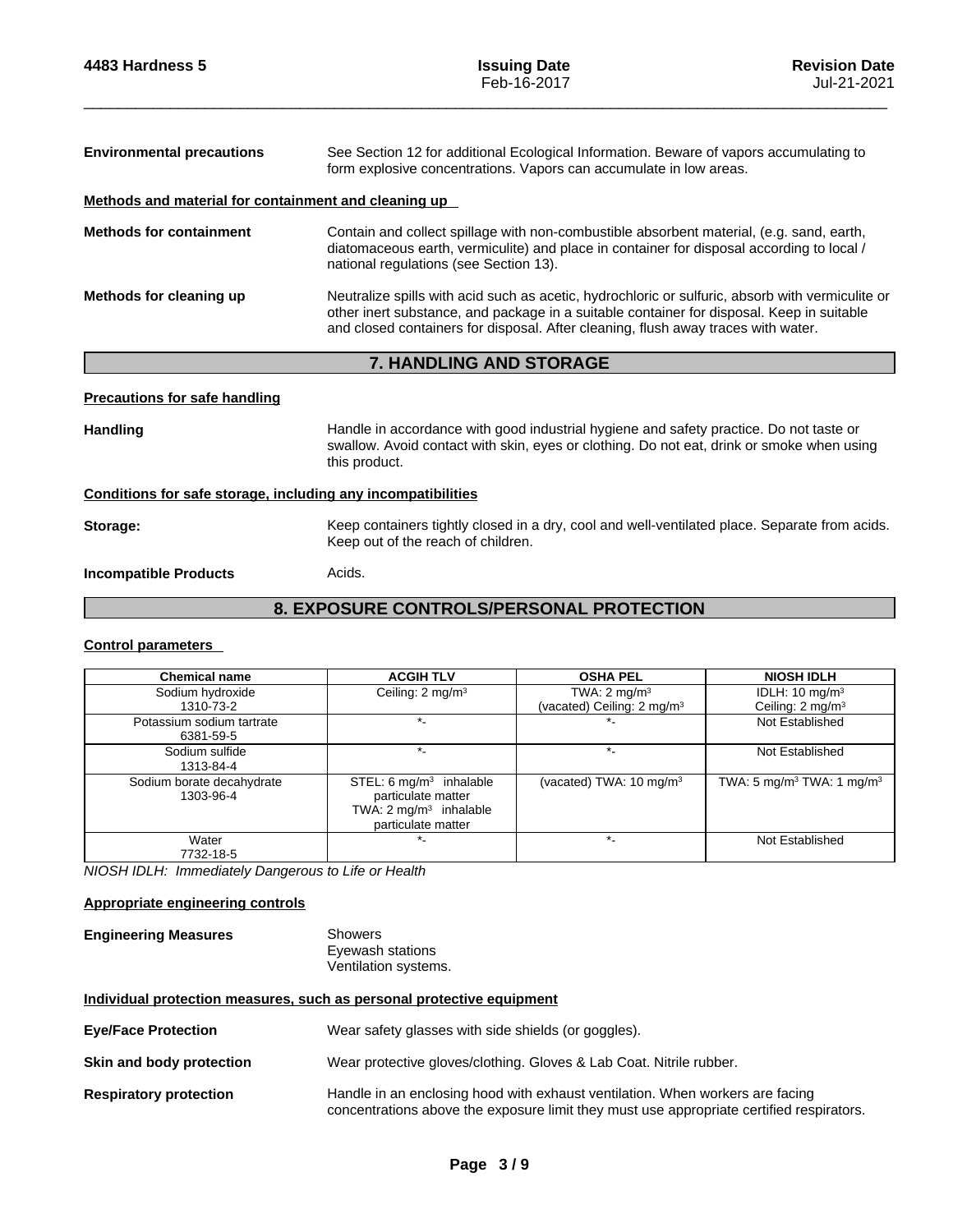**Environmental precautions** See Section 12 for additional Ecological Information. Beware of vapors accumulating to form explosive concentrations. Vapors can accumulate in low areas.

**Methods and material for containment and cleaning up**

**Methods for containment** Contain and collect spillage with non-combustible absorbent material, (e.g. sand, earth, diatomaceous earth, vermiculite) and place in container for disposal according to local / national regulations (see Section 13).

**Methods for cleaning up** Neutralize spills with acid such as acetic, hydrochloric or sulfuric, absorb with vermiculite or other inert substance, and package in a suitable container for disposal. Keep in suitable and closed containers for disposal. After cleaning, flush away traces with water.

## 7. HANDLING AND STORAGE

**Precautions for safe handling**

**Handling** Handle in accordance with good industrial hygiene and safety practice. Do not taste or swallow. Avoid contact with skin, eyes or clothing. Do not eat, drink or smoke when using this product.

**Conditions for safe storage, including any incompatibilities**

**Storage:** Keep containers tightly closed in a dry, cool and well-ventilated place. Separate from acids. Keep out of the reach of children.

**Incompatible Products** Acids.

## 8. EXPOSURE CONTROLS/PERSONAL PROTECTION

**Control parameters**

| Chemical name | ACGIH TLV | OSHA PEL | NIOSH IDLH |
|---|---|---|---|
| Sodium hydroxide 1310-73-2 | Ceiling: 2 mg/m³ | TWA: 2 mg/m³ (vacated) Ceiling: 2 mg/m³ | IDLH: 10 mg/m³ Ceiling: 2 mg/m³ |
| Potassium sodium tartrate 6381-59-5 | *- | *- | Not Established |
| Sodium sulfide 1313-84-4 | *- | *- | Not Established |
| Sodium borate decahydrate 1303-96-4 | STEL: 6 mg/m³ inhalable particulate matter TWA: 2 mg/m³ inhalable particulate matter | (vacated) TWA: 10 mg/m³ | TWA: 5 mg/m³ TWA: 1 mg/m³ |
| Water 7732-18-5 | *- | *- | Not Established |

*NIOSH IDLH: Immediately Dangerous to Life or Health*

**Appropriate engineering controls**

**Engineering Measures** Showers
Eyewash stations
Ventilation systems.

**Individual protection measures, such as personal protective equipment**

**Eye/Face Protection** Wear safety glasses with side shields (or goggles).

**Skin and body protection** Wear protective gloves/clothing. Gloves & Lab Coat. Nitrile rubber.

**Respiratory protection** Handle in an enclosing hood with exhaust ventilation. When workers are facing concentrations above the exposure limit they must use appropriate certified respirators.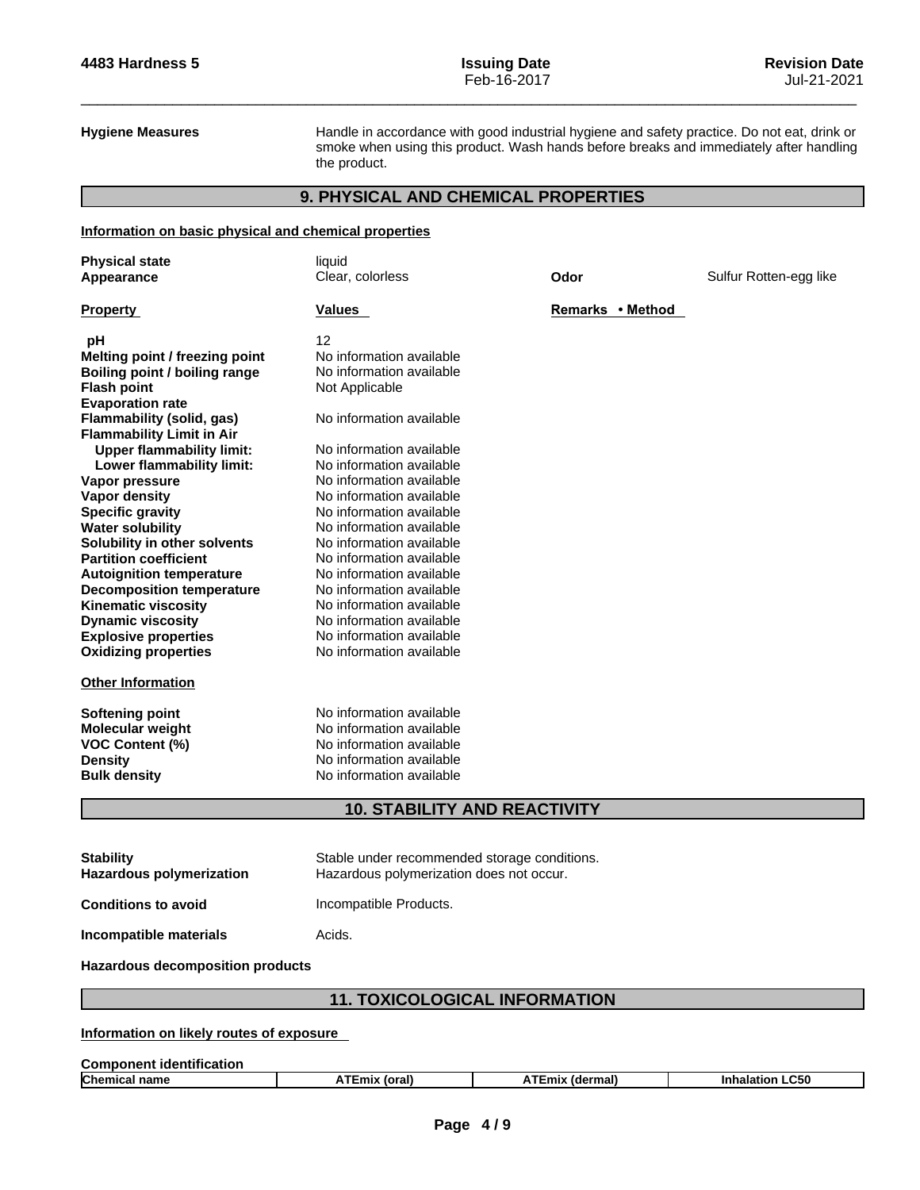**Hygiene Measures** Handle in accordance with good industrial hygiene and safety practice. Do not eat, drink or smoke when using this product. Wash hands before breaks and immediately after handling the product.

## 9. PHYSICAL AND CHEMICAL PROPERTIES

### Information on basic physical and chemical properties

| | | | |
|---|---|---|---|
| **Physical state** | liquid | | |
| **Appearance** | Clear, colorless | **Odor** | Sulfur Rotten-egg like |

| **Property** | **Values** | **Remarks • Method** |
|---|---|---|
| **pH** | 12 | |
| **Melting point / freezing point** | No information available | |
| **Boiling point / boiling range** | No information available | |
| **Flash point** | Not Applicable | |
| **Evaporation rate** | | |
| **Flammability (solid, gas)** | No information available | |
| **Flammability Limit in Air** | | |
| **Upper flammability limit:** | No information available | |
| **Lower flammability limit:** | No information available | |
| **Vapor pressure** | No information available | |
| **Vapor density** | No information available | |
| **Specific gravity** | No information available | |
| **Water solubility** | No information available | |
| **Solubility in other solvents** | No information available | |
| **Partition coefficient** | No information available | |
| **Autoignition temperature** | No information available | |
| **Decomposition temperature** | No information available | |
| **Kinematic viscosity** | No information available | |
| **Dynamic viscosity** | No information available | |
| **Explosive properties** | No information available | |
| **Oxidizing properties** | No information available | |

**Other Information**

| | |
|---|---|
| **Softening point** | No information available |
| **Molecular weight** | No information available |
| **VOC Content (%)** | No information available |
| **Density** | No information available |
| **Bulk density** | No information available |

## 10. STABILITY AND REACTIVITY

**Stability** Stable under recommended storage conditions.

**Hazardous polymerization** Hazardous polymerization does not occur.

**Conditions to avoid** Incompatible Products.

**Incompatible materials** Acids.

**Hazardous decomposition products**

## 11. TOXICOLOGICAL INFORMATION

### Information on likely routes of exposure

**Component identification**

| Chemical name | ATEmix (oral) | ATEmix (dermal) | Inhalation LC50 |
|---|---|---|---|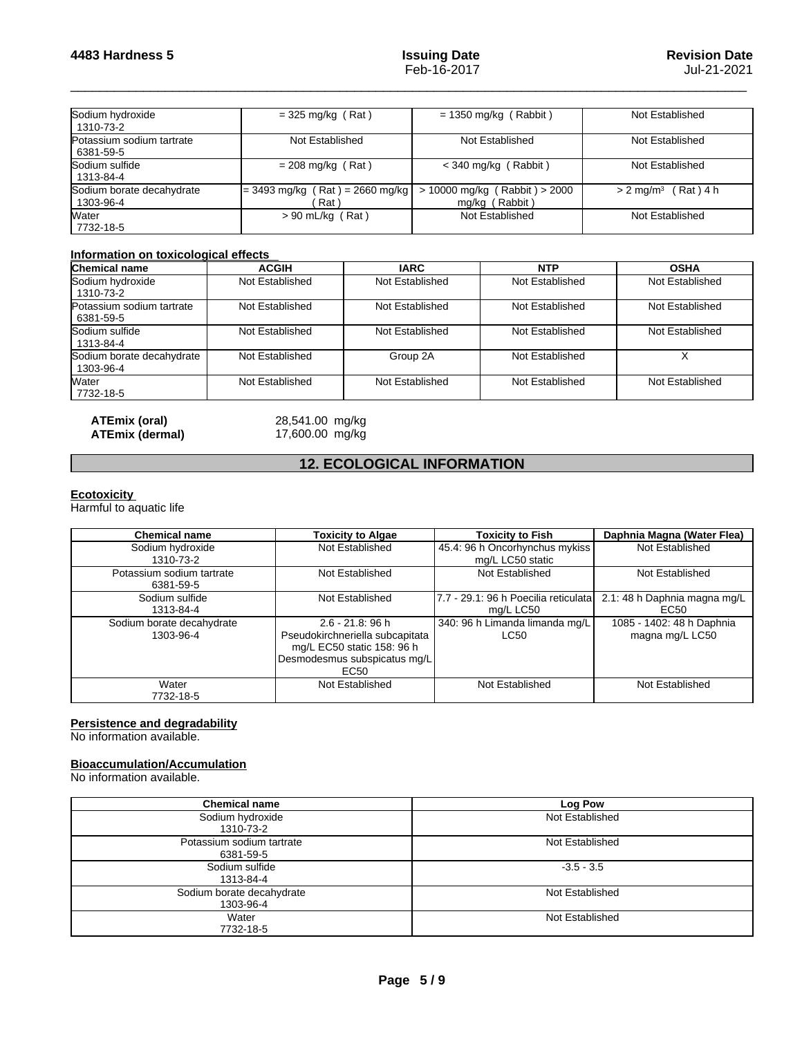| | | | |
|---|---|---|---|
| Sodium hydroxide<br>1310-73-2 | = 325 mg/kg ( Rat ) | = 1350 mg/kg ( Rabbit ) | Not Established |
| Potassium sodium tartrate<br>6381-59-5 | Not Established | Not Established | Not Established |
| Sodium sulfide<br>1313-84-4 | = 208 mg/kg ( Rat ) | < 340 mg/kg ( Rabbit ) | Not Established |
| Sodium borate decahydrate<br>1303-96-4 | = 3493 mg/kg ( Rat ) = 2660 mg/kg ( Rat ) | > 10000 mg/kg ( Rabbit ) > 2000 mg/kg ( Rabbit ) | > 2 mg/m³ ( Rat ) 4 h |
| Water<br>7732-18-5 | > 90 mL/kg ( Rat ) | Not Established | Not Established |

**Information on toxicological effects**

| Chemical name | ACGIH | IARC | NTP | OSHA |
|---|---|---|---|---|
| Sodium hydroxide<br>1310-73-2 | Not Established | Not Established | Not Established | Not Established |
| Potassium sodium tartrate<br>6381-59-5 | Not Established | Not Established | Not Established | Not Established |
| Sodium sulfide<br>1313-84-4 | Not Established | Not Established | Not Established | Not Established |
| Sodium borate decahydrate<br>1303-96-4 | Not Established | Group 2A | Not Established | X |
| Water<br>7732-18-5 | Not Established | Not Established | Not Established | Not Established |

**ATEmix (oral)** 28,541.00 mg/kg
**ATEmix (dermal)** 17,600.00 mg/kg

## 12. ECOLOGICAL INFORMATION

**Ecotoxicity**
Harmful to aquatic life

| Chemical name | Toxicity to Algae | Toxicity to Fish | Daphnia Magna (Water Flea) |
|---|---|---|---|
| Sodium hydroxide<br>1310-73-2 | Not Established | 45.4: 96 h Oncorhynchus mykiss mg/L LC50 static | Not Established |
| Potassium sodium tartrate<br>6381-59-5 | Not Established | Not Established | Not Established |
| Sodium sulfide<br>1313-84-4 | Not Established | 7.7 - 29.1: 96 h Poecilia reticulata mg/L LC50 | 2.1: 48 h Daphnia magna mg/L EC50 |
| Sodium borate decahydrate<br>1303-96-4 | 2.6 - 21.8: 96 h Pseudokirchneriella subcapitata mg/L EC50 static 158: 96 h Desmodesmus subspicatus mg/L EC50 | 340: 96 h Limanda limanda mg/L LC50 | 1085 - 1402: 48 h Daphnia magna mg/L LC50 |
| Water<br>7732-18-5 | Not Established | Not Established | Not Established |

**Persistence and degradability**
No information available.

**Bioaccumulation/Accumulation**
No information available.

| Chemical name | Log Pow |
|---|---|
| Sodium hydroxide<br>1310-73-2 | Not Established |
| Potassium sodium tartrate<br>6381-59-5 | Not Established |
| Sodium sulfide<br>1313-84-4 | -3.5 - 3.5 |
| Sodium borate decahydrate<br>1303-96-4 | Not Established |
| Water<br>7732-18-5 | Not Established |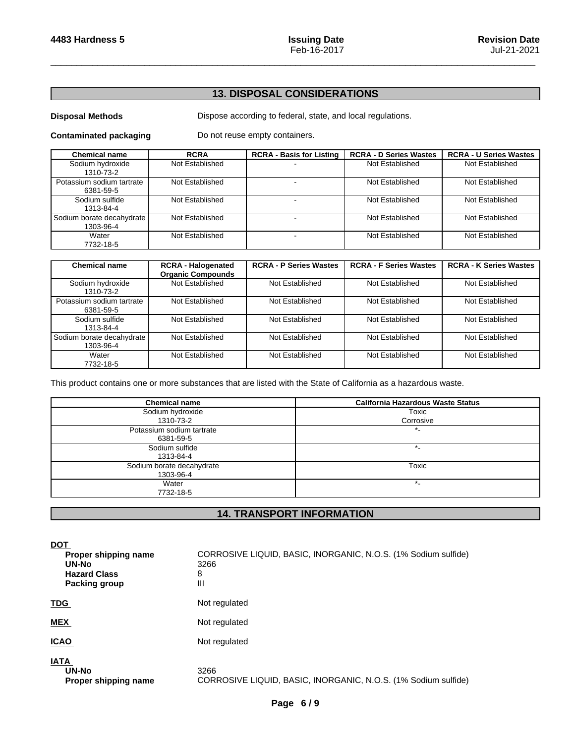## 13. DISPOSAL CONSIDERATIONS

**Disposal Methods** Dispose according to federal, state, and local regulations.

**Contaminated packaging** Do not reuse empty containers.

| Chemical name | RCRA | RCRA - Basis for Listing | RCRA - D Series Wastes | RCRA - U Series Wastes |
|---|---|---|---|---|
| Sodium hydroxide 1310-73-2 | Not Established | - | Not Established | Not Established |
| Potassium sodium tartrate 6381-59-5 | Not Established | - | Not Established | Not Established |
| Sodium sulfide 1313-84-4 | Not Established | - | Not Established | Not Established |
| Sodium borate decahydrate 1303-96-4 | Not Established | - | Not Established | Not Established |
| Water 7732-18-5 | Not Established | - | Not Established | Not Established |

| Chemical name | RCRA - Halogenated Organic Compounds | RCRA - P Series Wastes | RCRA - F Series Wastes | RCRA - K Series Wastes |
|---|---|---|---|---|
| Sodium hydroxide 1310-73-2 | Not Established | Not Established | Not Established | Not Established |
| Potassium sodium tartrate 6381-59-5 | Not Established | Not Established | Not Established | Not Established |
| Sodium sulfide 1313-84-4 | Not Established | Not Established | Not Established | Not Established |
| Sodium borate decahydrate 1303-96-4 | Not Established | Not Established | Not Established | Not Established |
| Water 7732-18-5 | Not Established | Not Established | Not Established | Not Established |

This product contains one or more substances that are listed with the State of California as a hazardous waste.

| Chemical name | California Hazardous Waste Status |
|---|---|
| Sodium hydroxide 1310-73-2 | Toxic Corrosive |
| Potassium sodium tartrate 6381-59-5 | *- |
| Sodium sulfide 1313-84-4 | *- |
| Sodium borate decahydrate 1303-96-4 | Toxic |
| Water 7732-18-5 | *- |

## 14. TRANSPORT INFORMATION

**DOT**

**Proper shipping name** CORROSIVE LIQUID, BASIC, INORGANIC, N.O.S. (1% Sodium sulfide)
**UN-No** 3266
**Hazard Class** 8
**Packing group** III

**TDG** Not regulated

**MEX** Not regulated

**ICAO** Not regulated

**IATA**

**UN-No** 3266
**Proper shipping name** CORROSIVE LIQUID, BASIC, INORGANIC, N.O.S. (1% Sodium sulfide)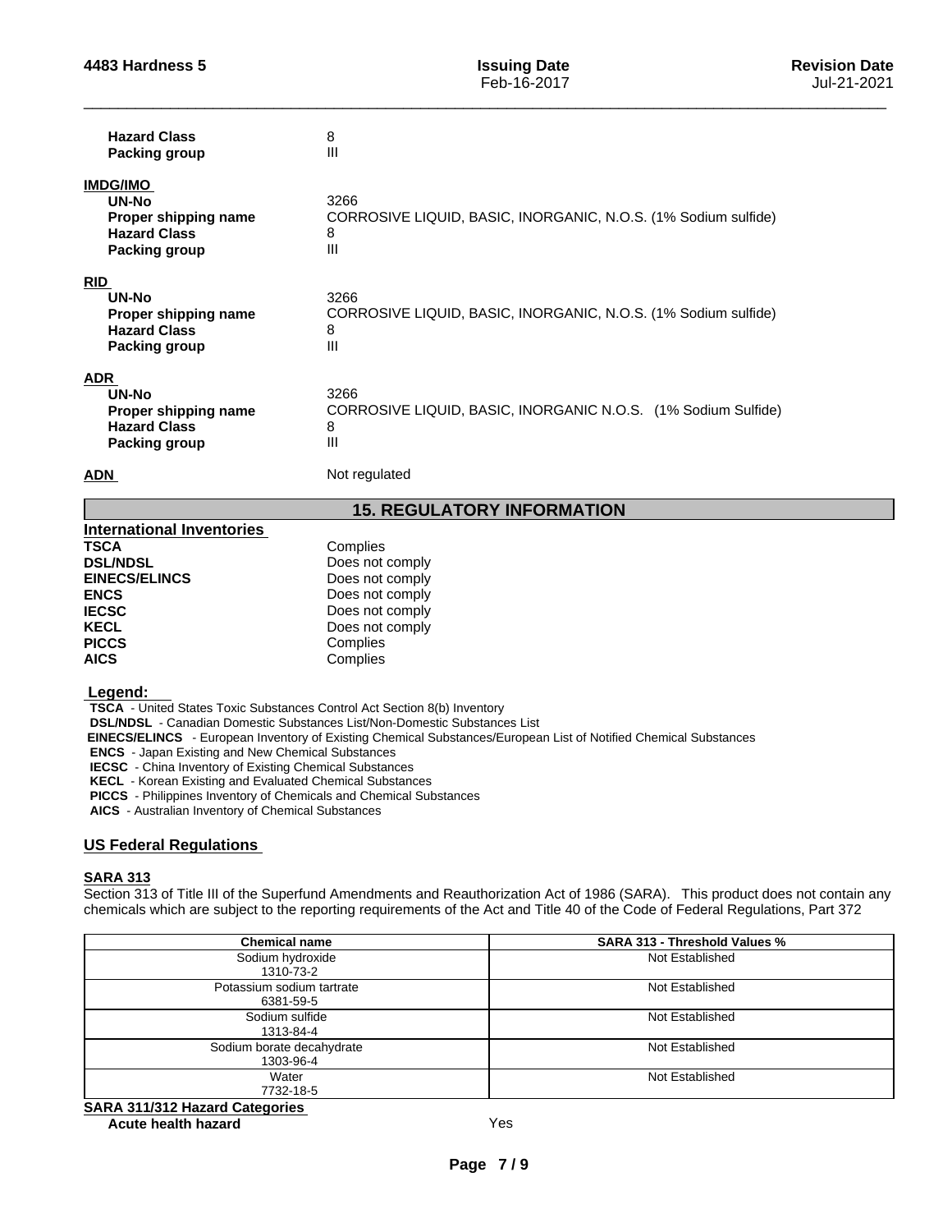| | |
|---|---|
| **Hazard Class** | 8 |
| **Packing group** | III |

**IMDG/IMO**

| | |
|---|---|
| **UN-No** | 3266 |
| **Proper shipping name** | CORROSIVE LIQUID, BASIC, INORGANIC, N.O.S. (1% Sodium sulfide) |
| **Hazard Class** | 8 |
| **Packing group** | III |

**RID**

| | |
|---|---|
| **UN-No** | 3266 |
| **Proper shipping name** | CORROSIVE LIQUID, BASIC, INORGANIC, N.O.S. (1% Sodium sulfide) |
| **Hazard Class** | 8 |
| **Packing group** | III |

**ADR**

| | |
|---|---|
| **UN-No** | 3266 |
| **Proper shipping name** | CORROSIVE LIQUID, BASIC, INORGANIC N.O.S. (1% Sodium Sulfide) |
| **Hazard Class** | 8 |
| **Packing group** | III |

**ADN** Not regulated

## 15. REGULATORY INFORMATION

**International Inventories**

| | |
|---|---|
| **TSCA** | Complies |
| **DSL/NDSL** | Does not comply |
| **EINECS/ELINCS** | Does not comply |
| **ENCS** | Does not comply |
| **IECSC** | Does not comply |
| **KECL** | Does not comply |
| **PICCS** | Complies |
| **AICS** | Complies |

**Legend:**

**TSCA** - United States Toxic Substances Control Act Section 8(b) Inventory
**DSL/NDSL** - Canadian Domestic Substances List/Non-Domestic Substances List
**EINECS/ELINCS** - European Inventory of Existing Chemical Substances/European List of Notified Chemical Substances
**ENCS** - Japan Existing and New Chemical Substances
**IECSC** - China Inventory of Existing Chemical Substances
**KECL** - Korean Existing and Evaluated Chemical Substances
**PICCS** - Philippines Inventory of Chemicals and Chemical Substances
**AICS** - Australian Inventory of Chemical Substances

### US Federal Regulations

**SARA 313**

Section 313 of Title III of the Superfund Amendments and Reauthorization Act of 1986 (SARA). This product does not contain any chemicals which are subject to the reporting requirements of the Act and Title 40 of the Code of Federal Regulations, Part 372

| Chemical name | SARA 313 - Threshold Values % |
|---|---|
| Sodium hydroxide 1310-73-2 | Not Established |
| Potassium sodium tartrate 6381-59-5 | Not Established |
| Sodium sulfide 1313-84-4 | Not Established |
| Sodium borate decahydrate 1303-96-4 | Not Established |
| Water 7732-18-5 | Not Established |

**SARA 311/312 Hazard Categories**

| | |
|---|---|
| **Acute health hazard** | Yes |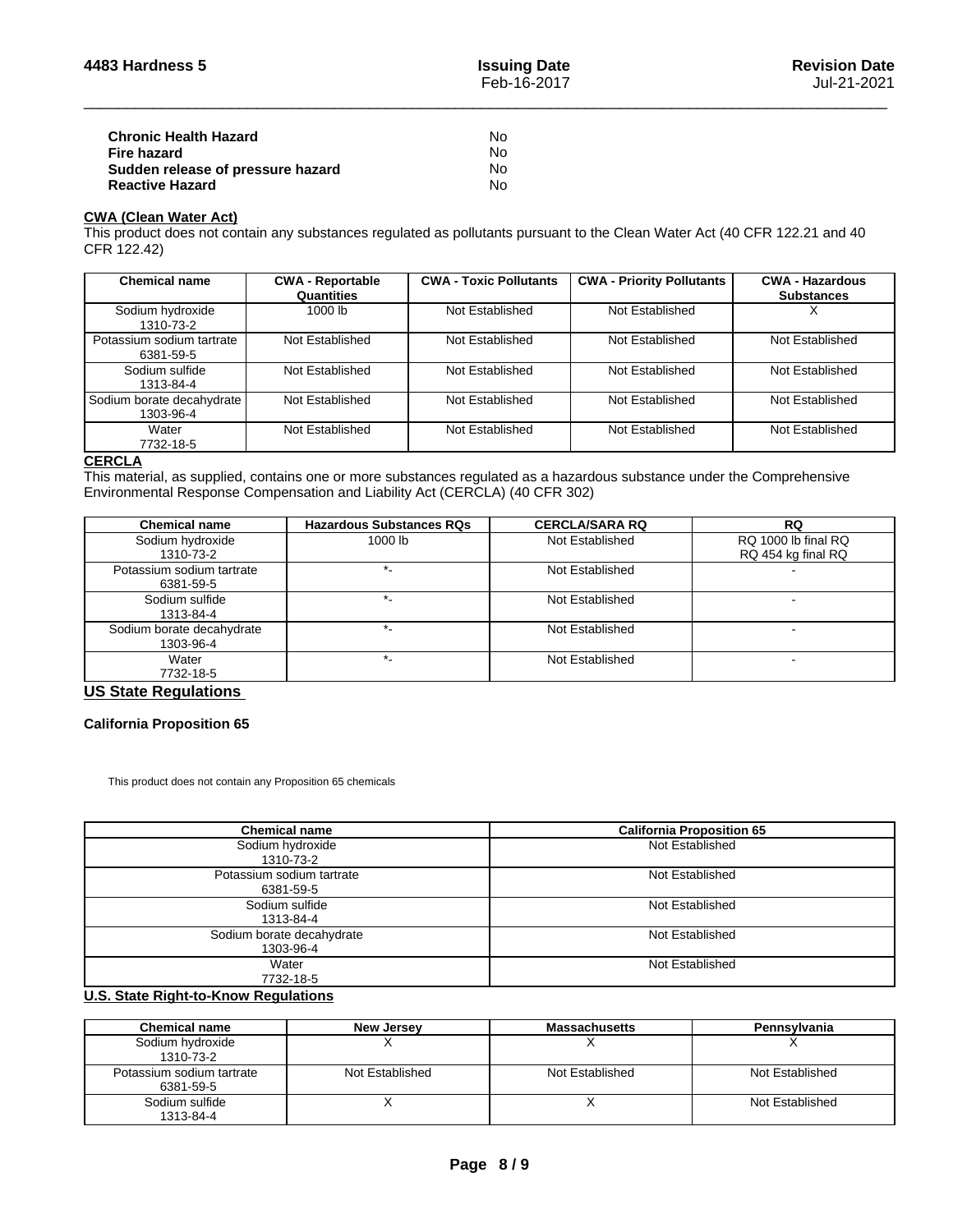| | |
|---|---|
| **Chronic Health Hazard** | No |
| **Fire hazard** | No |
| **Sudden release of pressure hazard** | No |
| **Reactive Hazard** | No |

### CWA (Clean Water Act)

This product does not contain any substances regulated as pollutants pursuant to the Clean Water Act (40 CFR 122.21 and 40 CFR 122.42)

| Chemical name | CWA - Reportable Quantities | CWA - Toxic Pollutants | CWA - Priority Pollutants | CWA - Hazardous Substances |
|---|---|---|---|---|
| Sodium hydroxide 1310-73-2 | 1000 lb | Not Established | Not Established | X |
| Potassium sodium tartrate 6381-59-5 | Not Established | Not Established | Not Established | Not Established |
| Sodium sulfide 1313-84-4 | Not Established | Not Established | Not Established | Not Established |
| Sodium borate decahydrate 1303-96-4 | Not Established | Not Established | Not Established | Not Established |
| Water 7732-18-5 | Not Established | Not Established | Not Established | Not Established |

### CERCLA

This material, as supplied, contains one or more substances regulated as a hazardous substance under the Comprehensive Environmental Response Compensation and Liability Act (CERCLA) (40 CFR 302)

| Chemical name | Hazardous Substances RQs | CERCLA/SARA RQ | RQ |
|---|---|---|---|
| Sodium hydroxide 1310-73-2 | 1000 lb | Not Established | RQ 1000 lb final RQ RQ 454 kg final RQ |
| Potassium sodium tartrate 6381-59-5 | *- | Not Established | - |
| Sodium sulfide 1313-84-4 | *- | Not Established | - |
| Sodium borate decahydrate 1303-96-4 | *- | Not Established | - |
| Water 7732-18-5 | *- | Not Established | - |

## US State Regulations

### California Proposition 65

This product does not contain any Proposition 65 chemicals

| Chemical name | California Proposition 65 |
|---|---|
| Sodium hydroxide 1310-73-2 | Not Established |
| Potassium sodium tartrate 6381-59-5 | Not Established |
| Sodium sulfide 1313-84-4 | Not Established |
| Sodium borate decahydrate 1303-96-4 | Not Established |
| Water 7732-18-5 | Not Established |

### U.S. State Right-to-Know Regulations

| Chemical name | New Jersey | Massachusetts | Pennsylvania |
|---|---|---|---|
| Sodium hydroxide 1310-73-2 | X | X | X |
| Potassium sodium tartrate 6381-59-5 | Not Established | Not Established | Not Established |
| Sodium sulfide 1313-84-4 | X | X | Not Established |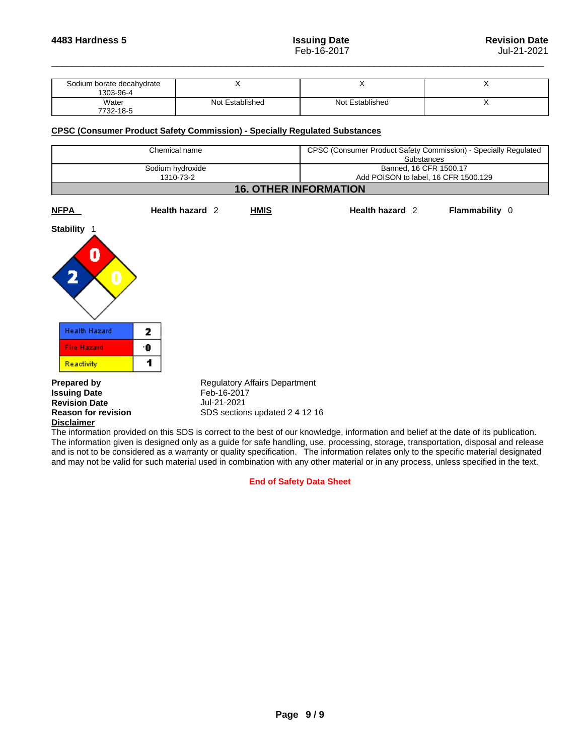| | | | |
|---|---|---|---|
| Sodium borate decahydrate<br>1303-96-4 | X | X | X |
| Water<br>7732-18-5 | Not Established | Not Established | X |

**CPSC (Consumer Product Safety Commission) - Specially Regulated Substances**

| Chemical name | CPSC (Consumer Product Safety Commission) - Specially Regulated Substances |
|---|---|
| Sodium hydroxide<br>1310-73-2 | Banned, 16 CFR 1500.17<br>Add POISON to label, 16 CFR 1500.129 |

## 16. OTHER INFORMATION

**NFPA** **Health hazard** 2 **HMIS** **Health hazard** 2 **Flammability** 0

**Stability** 1

0
2 0

| | |
|---|---|
| Health Hazard | 2 |
| Fire Hazard | 0 |
| Reactivity | 1 |

**Prepared by** Regulatory Affairs Department
**Issuing Date** Feb-16-2017
**Revision Date** Jul-21-2021
**Reason for revision** SDS sections updated 2 4 12 16

**Disclaimer**

The information provided on this SDS is correct to the best of our knowledge, information and belief at the date of its publication. The information given is designed only as a guide for safe handling, use, processing, storage, transportation, disposal and release and is not to be considered as a warranty or quality specification. The information relates only to the specific material designated and may not be valid for such material used in combination with any other material or in any process, unless specified in the text.

**End of Safety Data Sheet**